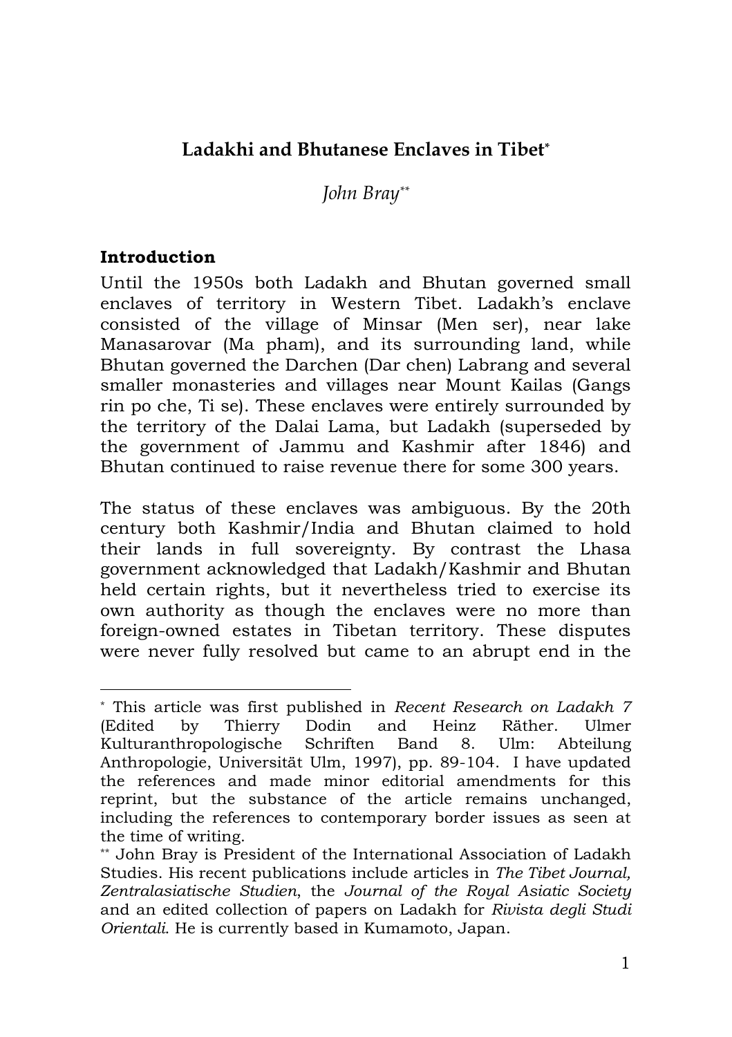# Ladakhi and Bhutanese Enclaves in Tibet[*]

*John Bray*[**]

## Introduction

Until the 1950s both Ladakh and Bhutan governed small enclaves of territory in Western Tibet. Ladakh's enclave consisted of the village of Minsar (Men ser), near lake Manasarovar (Ma pham), and its surrounding land, while Bhutan governed the Darchen (Dar chen) Labrang and several smaller monasteries and villages near Mount Kailas (Gangs rin po che, Ti se). These enclaves were entirely surrounded by the territory of the Dalai Lama, but Ladakh (superseded by the government of Jammu and Kashmir after 1846) and Bhutan continued to raise revenue there for some 300 years.

The status of these enclaves was ambiguous. By the 20th century both Kashmir/India and Bhutan claimed to hold their lands in full sovereignty. By contrast the Lhasa government acknowledged that Ladakh/Kashmir and Bhutan held certain rights, but it nevertheless tried to exercise its own authority as though the enclaves were no more than foreign-owned estates in Tibetan territory. These disputes were never fully resolved but came to an abrupt end in the

---

[*] This article was first published in *Recent Research on Ladakh 7* (Edited by Thierry Dodin and Heinz Räther. Ulmer Kulturanthropologische Schriften Band 8. Ulm: Abteilung Anthropologie, Universität Ulm, 1997), pp. 89-104. I have updated the references and made minor editorial amendments for this reprint, but the substance of the article remains unchanged, including the references to contemporary border issues as seen at the time of writing.

[**] John Bray is President of the International Association of Ladakh Studies. His recent publications include articles in *The Tibet Journal, Zentralasiatische Studien*, the *Journal of the Royal Asiatic Society* and an edited collection of papers on Ladakh for *Rivista degli Studi Orientali*. He is currently based in Kumamoto, Japan.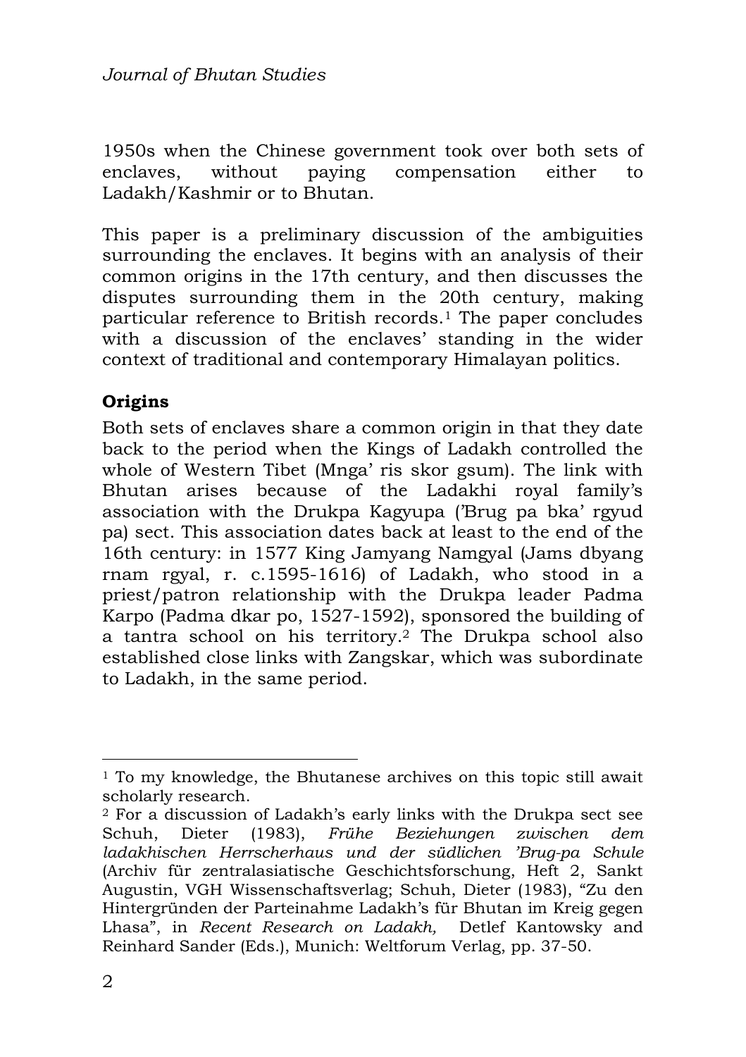1950s when the Chinese government took over both sets of enclaves, without paying compensation either to Ladakh/Kashmir or to Bhutan.

This paper is a preliminary discussion of the ambiguities surrounding the enclaves. It begins with an analysis of their common origins in the 17th century, and then discusses the disputes surrounding them in the 20th century, making particular reference to British records.[1] The paper concludes with a discussion of the enclaves' standing in the wider context of traditional and contemporary Himalayan politics.

## Origins

Both sets of enclaves share a common origin in that they date back to the period when the Kings of Ladakh controlled the whole of Western Tibet (Mnga' ris skor gsum). The link with Bhutan arises because of the Ladakhi royal family's association with the Drukpa Kagyupa ('Brug pa bka' rgyud pa) sect. This association dates back at least to the end of the 16th century: in 1577 King Jamyang Namgyal (Jams dbyang rnam rgyal, r. c.1595-1616) of Ladakh, who stood in a priest/patron relationship with the Drukpa leader Padma Karpo (Padma dkar po, 1527-1592), sponsored the building of a tantra school on his territory.[2] The Drukpa school also established close links with Zangskar, which was subordinate to Ladakh, in the same period.

---

[1] To my knowledge, the Bhutanese archives on this topic still await scholarly research.

[2] For a discussion of Ladakh's early links with the Drukpa sect see Schuh, Dieter (1983), *Frühe Beziehungen zwischen dem ladakhischen Herrscherhaus und der südlichen 'Brug-pa Schule* (Archiv für zentralasiatische Geschichtsforschung, Heft 2, Sankt Augustin, VGH Wissenschaftsverlag; Schuh, Dieter (1983), "Zu den Hintergründen der Parteinahme Ladakh's für Bhutan im Kreig gegen Lhasa", in *Recent Research on Ladakh,* Detlef Kantowsky and Reinhard Sander (Eds.), Munich: Weltforum Verlag, pp. 37-50.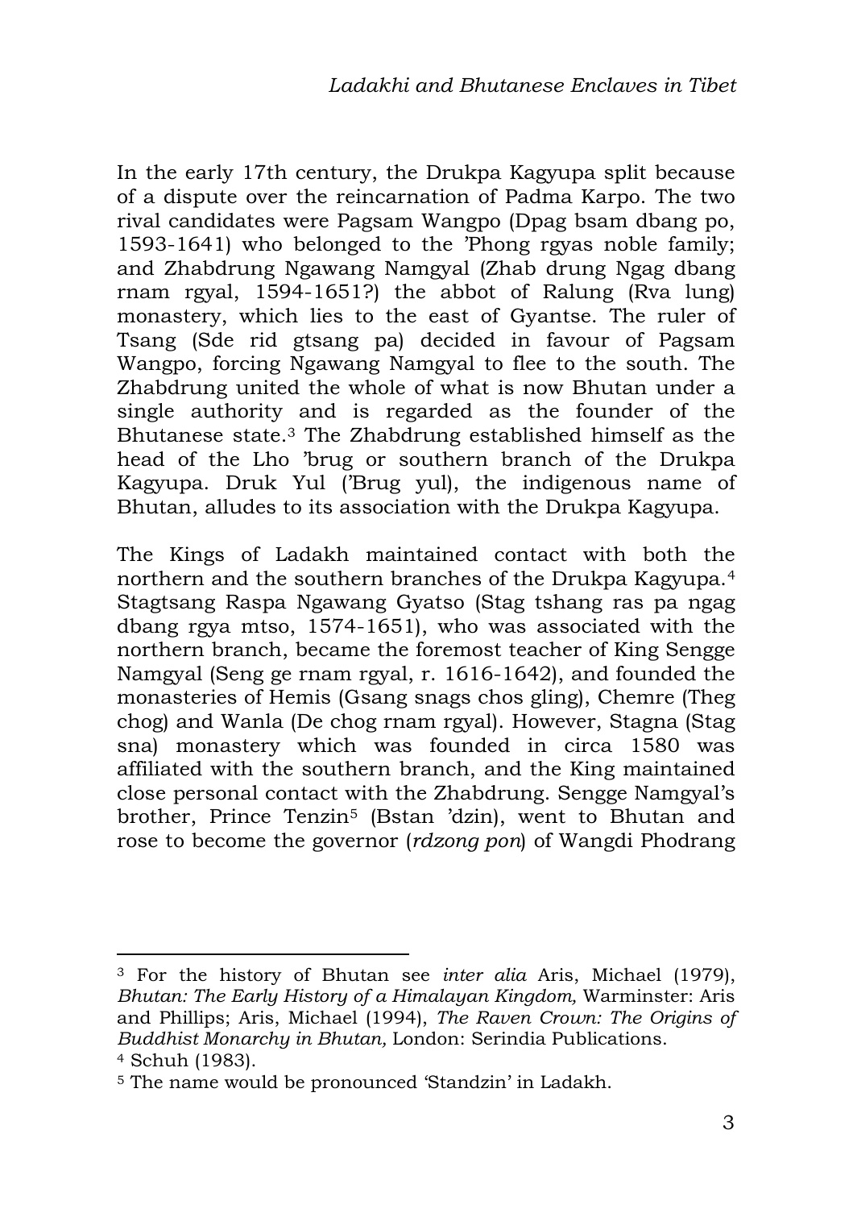In the early 17th century, the Drukpa Kagyupa split because of a dispute over the reincarnation of Padma Karpo. The two rival candidates were Pagsam Wangpo (Dpag bsam dbang po, 1593-1641) who belonged to the 'Phong rgyas noble family; and Zhabdrung Ngawang Namgyal (Zhab drung Ngag dbang rnam rgyal, 1594-1651?) the abbot of Ralung (Rva lung) monastery, which lies to the east of Gyantse. The ruler of Tsang (Sde rid gtsang pa) decided in favour of Pagsam Wangpo, forcing Ngawang Namgyal to flee to the south. The Zhabdrung united the whole of what is now Bhutan under a single authority and is regarded as the founder of the Bhutanese state.[3] The Zhabdrung established himself as the head of the Lho 'brug or southern branch of the Drukpa Kagyupa. Druk Yul ('Brug yul), the indigenous name of Bhutan, alludes to its association with the Drukpa Kagyupa.

The Kings of Ladakh maintained contact with both the northern and the southern branches of the Drukpa Kagyupa.[4] Stagtsang Raspa Ngawang Gyatso (Stag tshang ras pa ngag dbang rgya mtso, 1574-1651), who was associated with the northern branch, became the foremost teacher of King Sengge Namgyal (Seng ge rnam rgyal, r. 1616-1642), and founded the monasteries of Hemis (Gsang snags chos gling), Chemre (Theg chog) and Wanla (De chog rnam rgyal). However, Stagna (Stag sna) monastery which was founded in circa 1580 was affiliated with the southern branch, and the King maintained close personal contact with the Zhabdrung. Sengge Namgyal's brother, Prince Tenzin[5] (Bstan 'dzin), went to Bhutan and rose to become the governor (*rdzong pon*) of Wangdi Phodrang

---

[3] For the history of Bhutan see *inter alia* Aris, Michael (1979), *Bhutan: The Early History of a Himalayan Kingdom,* Warminster: Aris and Phillips; Aris, Michael (1994), *The Raven Crown: The Origins of Buddhist Monarchy in Bhutan,* London: Serindia Publications.

[4] Schuh (1983).

[5] The name would be pronounced 'Standzin' in Ladakh.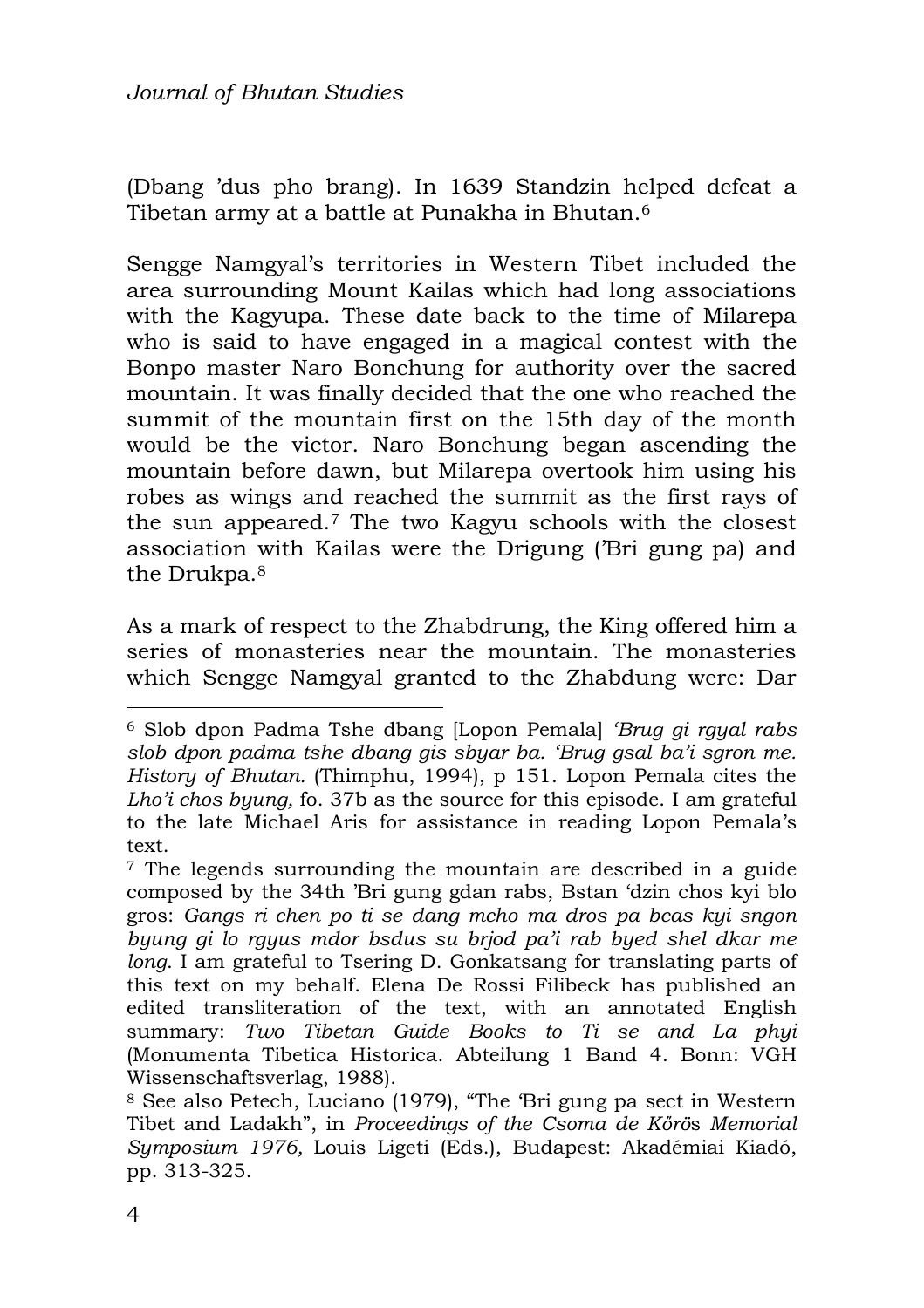(Dbang 'dus pho brang). In 1639 Standzin helped defeat a Tibetan army at a battle at Punakha in Bhutan.[6]

Sengge Namgyal's territories in Western Tibet included the area surrounding Mount Kailas which had long associations with the Kagyupa. These date back to the time of Milarepa who is said to have engaged in a magical contest with the Bonpo master Naro Bonchung for authority over the sacred mountain. It was finally decided that the one who reached the summit of the mountain first on the 15th day of the month would be the victor. Naro Bonchung began ascending the mountain before dawn, but Milarepa overtook him using his robes as wings and reached the summit as the first rays of the sun appeared.[7] The two Kagyu schools with the closest association with Kailas were the Drigung ('Bri gung pa) and the Drukpa.[8]

As a mark of respect to the Zhabdrung, the King offered him a series of monasteries near the mountain. The monasteries which Sengge Namgyal granted to the Zhabdung were: Dar

---

[6] Slob dpon Padma Tshe dbang [Lopon Pemala] *'Brug gi rgyal rabs slob dpon padma tshe dbang gis sbyar ba. 'Brug gsal ba'i sgron me. History of Bhutan.* (Thimphu, 1994), p 151. Lopon Pemala cites the *Lho'i chos byung,* fo. 37b as the source for this episode. I am grateful to the late Michael Aris for assistance in reading Lopon Pemala's text.

[7] The legends surrounding the mountain are described in a guide composed by the 34th 'Bri gung gdan rabs, Bstan 'dzin chos kyi blo gros: *Gangs ri chen po ti se dang mcho ma dros pa bcas kyi sngon byung gi lo rgyus mdor bsdus su brjod pa'i rab byed shel dkar me long*. I am grateful to Tsering D. Gonkatsang for translating parts of this text on my behalf. Elena De Rossi Filibeck has published an edited transliteration of the text, with an annotated English summary: *Two Tibetan Guide Books to Ti se and La phyi* (Monumenta Tibetica Historica. Abteilung 1 Band 4. Bonn: VGH Wissenschaftsverlag, 1988).

[8] See also Petech, Luciano (1979), "The 'Bri gung pa sect in Western Tibet and Ladakh", in *Proceedings of the Csoma de Kőrö*s *Memorial Symposium 1976,* Louis Ligeti (Eds.), Budapest: Akadémiai Kiadó, pp. 313-325.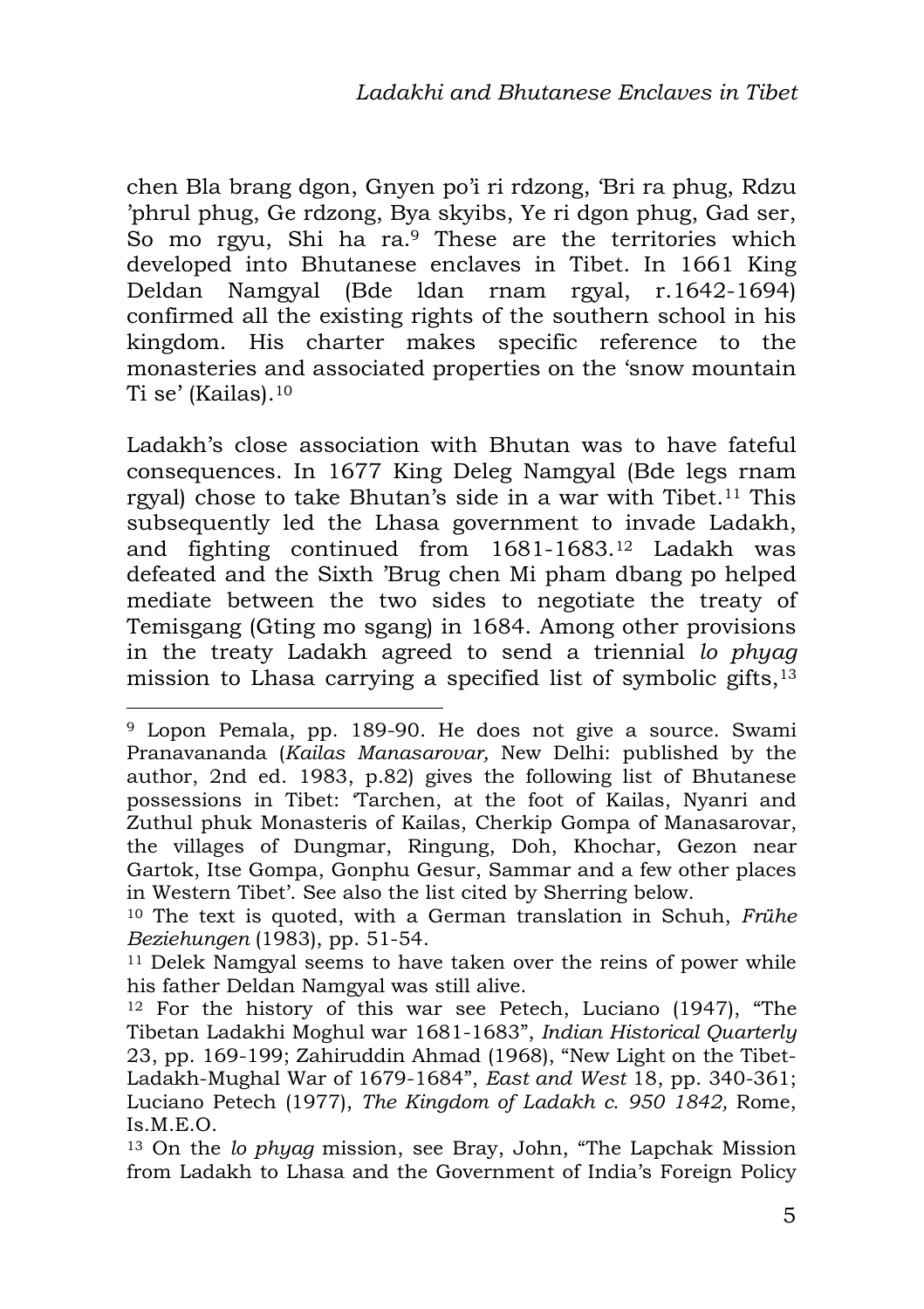chen Bla brang dgon, Gnyen po'i ri rdzong, 'Bri ra phug, Rdzu 'phrul phug, Ge rdzong, Bya skyibs, Ye ri dgon phug, Gad ser, So mo rgyu, Shi ha ra.[9] These are the territories which developed into Bhutanese enclaves in Tibet. In 1661 King Deldan Namgyal (Bde ldan rnam rgyal, r.1642-1694) confirmed all the existing rights of the southern school in his kingdom. His charter makes specific reference to the monasteries and associated properties on the 'snow mountain Ti se' (Kailas).[10]

Ladakh's close association with Bhutan was to have fateful consequences. In 1677 King Deleg Namgyal (Bde legs rnam rgyal) chose to take Bhutan's side in a war with Tibet.[11] This subsequently led the Lhasa government to invade Ladakh, and fighting continued from 1681-1683.[12] Ladakh was defeated and the Sixth 'Brug chen Mi pham dbang po helped mediate between the two sides to negotiate the treaty of Temisgang (Gting mo sgang) in 1684. Among other provisions in the treaty Ladakh agreed to send a triennial *lo phyag* mission to Lhasa carrying a specified list of symbolic gifts,[13]

---

[9] Lopon Pemala, pp. 189-90. He does not give a source. Swami Pranavananda (*Kailas Manasarovar,* New Delhi: published by the author, 2nd ed. 1983, p.82) gives the following list of Bhutanese possessions in Tibet: 'Tarchen, at the foot of Kailas, Nyanri and Zuthul phuk Monasteris of Kailas, Cherkip Gompa of Manasarovar, the villages of Dungmar, Ringung, Doh, Khochar, Gezon near Gartok, Itse Gompa, Gonphu Gesur, Sammar and a few other places in Western Tibet'. See also the list cited by Sherring below.

[10] The text is quoted, with a German translation in Schuh, *Frühe Beziehungen* (1983), pp. 51-54.

[11] Delek Namgyal seems to have taken over the reins of power while his father Deldan Namgyal was still alive.

[12] For the history of this war see Petech, Luciano (1947), "The Tibetan Ladakhi Moghul war 1681-1683", *Indian Historical Quarterly* 23, pp. 169-199; Zahiruddin Ahmad (1968), "New Light on the Tibet-Ladakh-Mughal War of 1679-1684", *East and West* 18, pp. 340-361; Luciano Petech (1977), *The Kingdom of Ladakh c. 950 1842,* Rome, Is.M.E.O.

[13] On the *lo phyag* mission, see Bray, John, "The Lapchak Mission from Ladakh to Lhasa and the Government of India's Foreign Policy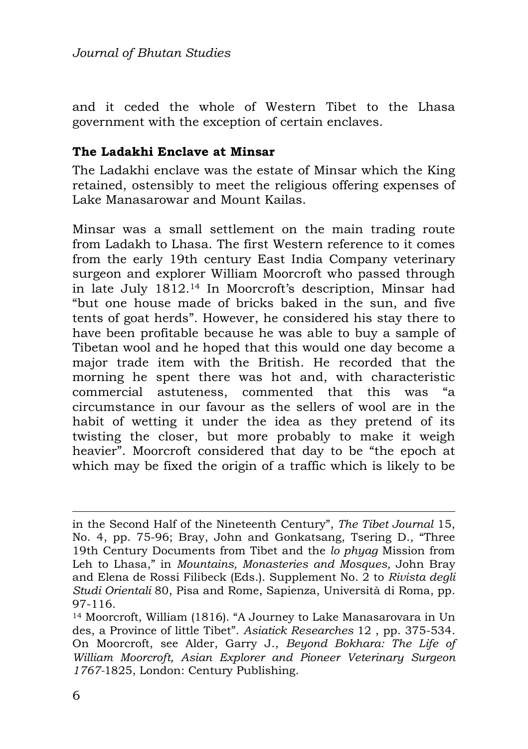and it ceded the whole of Western Tibet to the Lhasa government with the exception of certain enclaves.

## The Ladakhi Enclave at Minsar

The Ladakhi enclave was the estate of Minsar which the King retained, ostensibly to meet the religious offering expenses of Lake Manasarowar and Mount Kailas.

Minsar was a small settlement on the main trading route from Ladakh to Lhasa. The first Western reference to it comes from the early 19th century East India Company veterinary surgeon and explorer William Moorcroft who passed through in late July 1812.[14] In Moorcroft's description, Minsar had "but one house made of bricks baked in the sun, and five tents of goat herds". However, he considered his stay there to have been profitable because he was able to buy a sample of Tibetan wool and he hoped that this would one day become a major trade item with the British. He recorded that the morning he spent there was hot and, with characteristic commercial astuteness, commented that this was "a circumstance in our favour as the sellers of wool are in the habit of wetting it under the idea as they pretend of its twisting the closer, but more probably to make it weigh heavier". Moorcroft considered that day to be "the epoch at which may be fixed the origin of a traffic which is likely to be

---

in the Second Half of the Nineteenth Century", *The Tibet Journal* 15, No. 4, pp. 75-96; Bray, John and Gonkatsang, Tsering D., "Three 19th Century Documents from Tibet and the *lo phyag* Mission from Leh to Lhasa," in *Mountains, Monasteries and Mosques,* John Bray and Elena de Rossi Filibeck (Eds.). Supplement No. 2 to *Rivista degli Studi Orientali* 80, Pisa and Rome, Sapienza, Università di Roma, pp. 97-116.

[14] Moorcroft, William (1816). "A Journey to Lake Manasarovara in Un des, a Province of little Tibet". *Asiatick Researches* 12 , pp. 375-534. On Moorcroft, see Alder, Garry J., *Beyond Bokhara: The Life of William Moorcroft, Asian Explorer and Pioneer Veterinary Surgeon 1767*-1825, London: Century Publishing.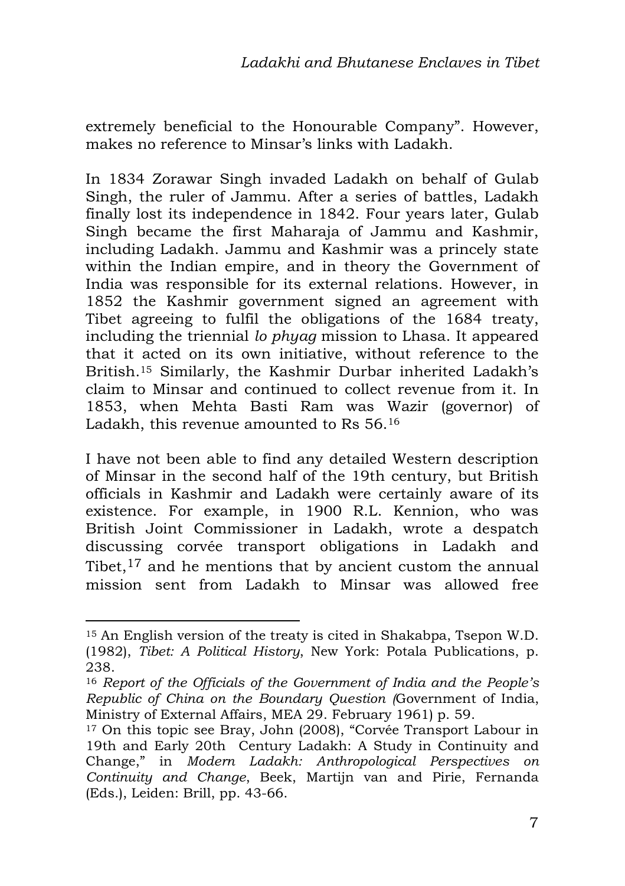extremely beneficial to the Honourable Company". However, makes no reference to Minsar's links with Ladakh.

In 1834 Zorawar Singh invaded Ladakh on behalf of Gulab Singh, the ruler of Jammu. After a series of battles, Ladakh finally lost its independence in 1842. Four years later, Gulab Singh became the first Maharaja of Jammu and Kashmir, including Ladakh. Jammu and Kashmir was a princely state within the Indian empire, and in theory the Government of India was responsible for its external relations. However, in 1852 the Kashmir government signed an agreement with Tibet agreeing to fulfil the obligations of the 1684 treaty, including the triennial *lo phyag* mission to Lhasa. It appeared that it acted on its own initiative, without reference to the British.[15] Similarly, the Kashmir Durbar inherited Ladakh's claim to Minsar and continued to collect revenue from it. In 1853, when Mehta Basti Ram was Wazir (governor) of Ladakh, this revenue amounted to Rs 56.[16]

I have not been able to find any detailed Western description of Minsar in the second half of the 19th century, but British officials in Kashmir and Ladakh were certainly aware of its existence. For example, in 1900 R.L. Kennion, who was British Joint Commissioner in Ladakh, wrote a despatch discussing corvée transport obligations in Ladakh and Tibet,[17] and he mentions that by ancient custom the annual mission sent from Ladakh to Minsar was allowed free

---

[15] An English version of the treaty is cited in Shakabpa, Tsepon W.D. (1982), *Tibet: A Political History*, New York: Potala Publications, p. 238.

[16] *Report of the Officials of the Government of India and the People's Republic of China on the Boundary Question (*Government of India, Ministry of External Affairs, MEA 29. February 1961) p. 59.

[17] On this topic see Bray, John (2008), "Corvée Transport Labour in 19th and Early 20th Century Ladakh: A Study in Continuity and Change," in *Modern Ladakh: Anthropological Perspectives on Continuity and Change*, Beek, Martijn van and Pirie, Fernanda (Eds.), Leiden: Brill, pp. 43-66.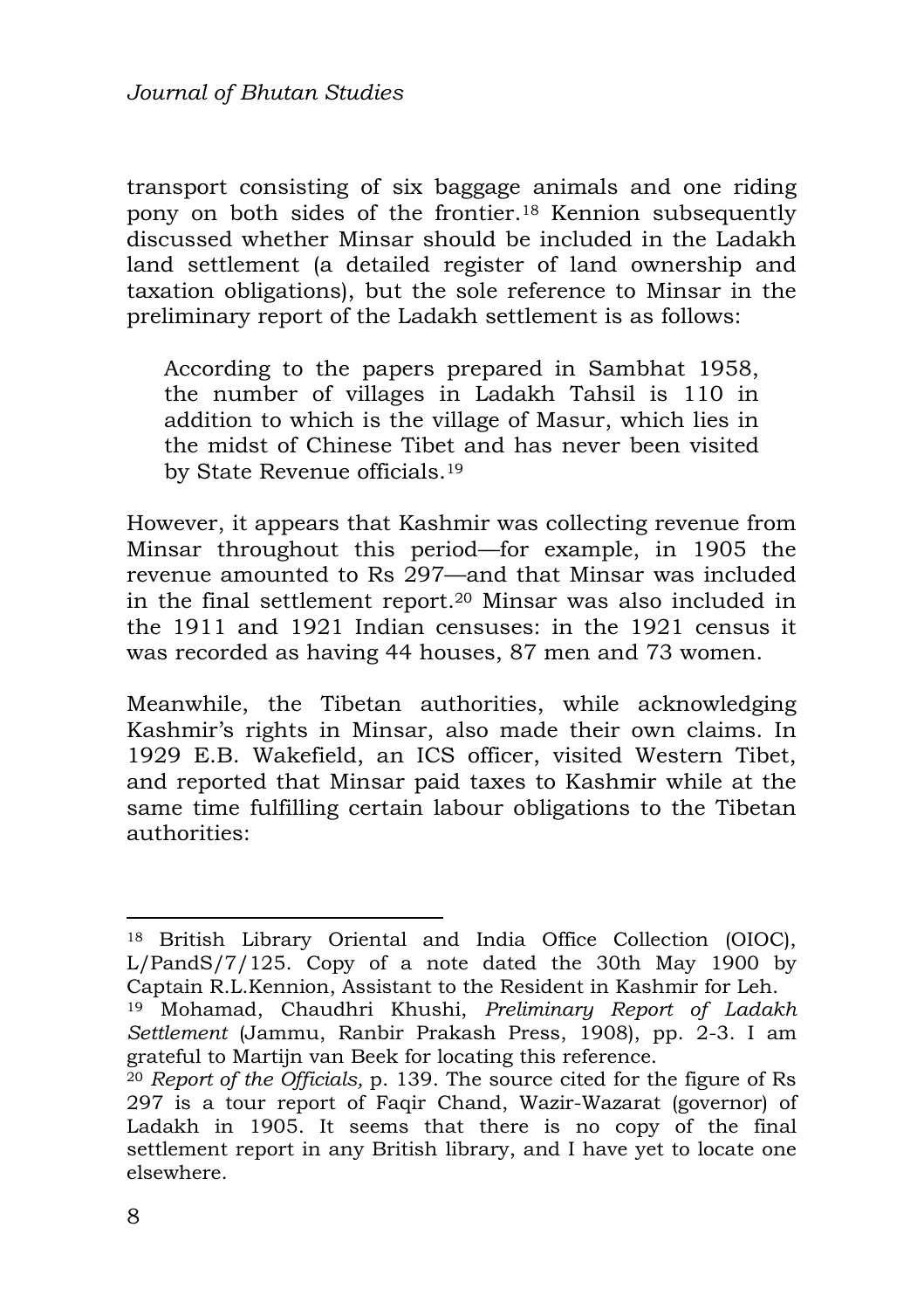transport consisting of six baggage animals and one riding pony on both sides of the frontier.[18] Kennion subsequently discussed whether Minsar should be included in the Ladakh land settlement (a detailed register of land ownership and taxation obligations), but the sole reference to Minsar in the preliminary report of the Ladakh settlement is as follows:

> According to the papers prepared in Sambhat 1958, the number of villages in Ladakh Tahsil is 110 in addition to which is the village of Masur, which lies in the midst of Chinese Tibet and has never been visited by State Revenue officials.[19]

However, it appears that Kashmir was collecting revenue from Minsar throughout this period—for example, in 1905 the revenue amounted to Rs 297—and that Minsar was included in the final settlement report.[20] Minsar was also included in the 1911 and 1921 Indian censuses: in the 1921 census it was recorded as having 44 houses, 87 men and 73 women.

Meanwhile, the Tibetan authorities, while acknowledging Kashmir's rights in Minsar, also made their own claims. In 1929 E.B. Wakefield, an ICS officer, visited Western Tibet, and reported that Minsar paid taxes to Kashmir while at the same time fulfilling certain labour obligations to the Tibetan authorities:

---

[18] British Library Oriental and India Office Collection (OIOC), L/PandS/7/125. Copy of a note dated the 30th May 1900 by Captain R.L.Kennion, Assistant to the Resident in Kashmir for Leh.

[19] Mohamad, Chaudhri Khushi, *Preliminary Report of Ladakh Settlement* (Jammu, Ranbir Prakash Press, 1908), pp. 2-3. I am grateful to Martijn van Beek for locating this reference.

[20] *Report of the Officials,* p. 139. The source cited for the figure of Rs 297 is a tour report of Faqir Chand, Wazir-Wazarat (governor) of Ladakh in 1905. It seems that there is no copy of the final settlement report in any British library, and I have yet to locate one elsewhere.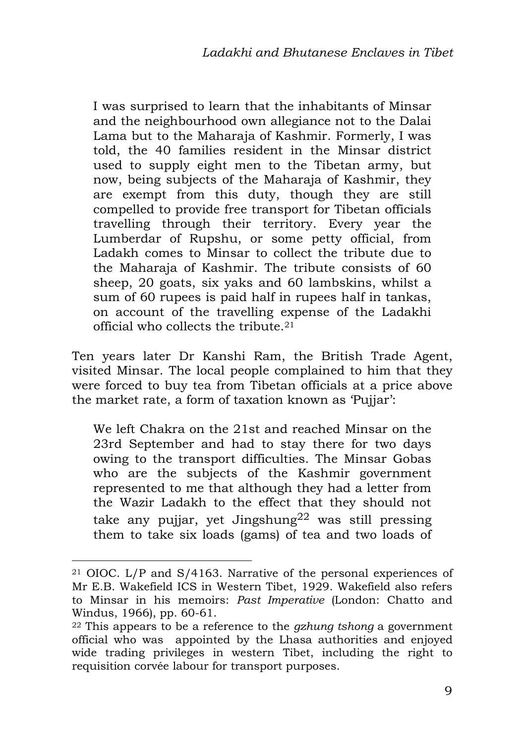> I was surprised to learn that the inhabitants of Minsar and the neighbourhood own allegiance not to the Dalai Lama but to the Maharaja of Kashmir. Formerly, I was told, the 40 families resident in the Minsar district used to supply eight men to the Tibetan army, but now, being subjects of the Maharaja of Kashmir, they are exempt from this duty, though they are still compelled to provide free transport for Tibetan officials travelling through their territory. Every year the Lumberdar of Rupshu, or some petty official, from Ladakh comes to Minsar to collect the tribute due to the Maharaja of Kashmir. The tribute consists of 60 sheep, 20 goats, six yaks and 60 lambskins, whilst a sum of 60 rupees is paid half in rupees half in tankas, on account of the travelling expense of the Ladakhi official who collects the tribute.[21]

Ten years later Dr Kanshi Ram, the British Trade Agent, visited Minsar. The local people complained to him that they were forced to buy tea from Tibetan officials at a price above the market rate, a form of taxation known as 'Pujjar':

> We left Chakra on the 21st and reached Minsar on the 23rd September and had to stay there for two days owing to the transport difficulties. The Minsar Gobas who are the subjects of the Kashmir government represented to me that although they had a letter from the Wazir Ladakh to the effect that they should not take any pujjar, yet Jingshung[22] was still pressing them to take six loads (gams) of tea and two loads of

---

[21] OIOC. L/P and S/4163. Narrative of the personal experiences of Mr E.B. Wakefield ICS in Western Tibet, 1929. Wakefield also refers to Minsar in his memoirs: *Past Imperative* (London: Chatto and Windus, 1966), pp. 60-61.

[22] This appears to be a reference to the *gzhung tshong* a government official who was appointed by the Lhasa authorities and enjoyed wide trading privileges in western Tibet, including the right to requisition corvée labour for transport purposes.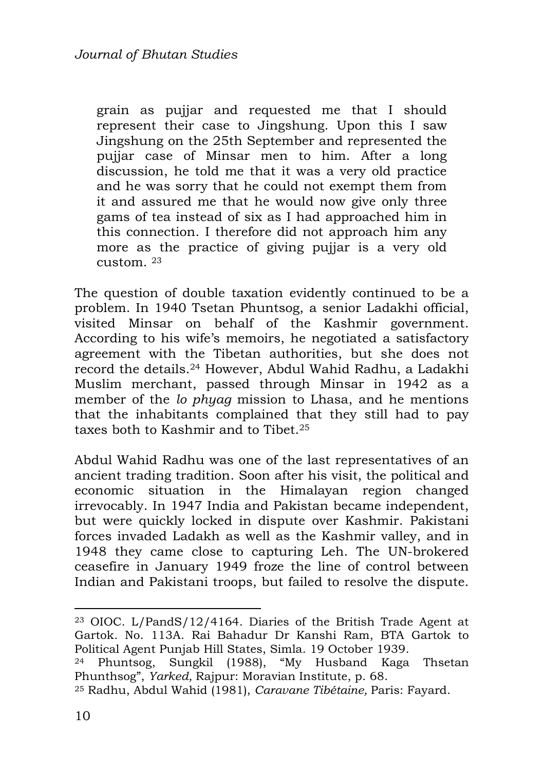> grain as pujjar and requested me that I should represent their case to Jingshung. Upon this I saw Jingshung on the 25th September and represented the pujjar case of Minsar men to him. After a long discussion, he told me that it was a very old practice and he was sorry that he could not exempt them from it and assured me that he would now give only three gams of tea instead of six as I had approached him in this connection. I therefore did not approach him any more as the practice of giving pujjar is a very old custom. [23]

The question of double taxation evidently continued to be a problem. In 1940 Tsetan Phuntsog, a senior Ladakhi official, visited Minsar on behalf of the Kashmir government. According to his wife's memoirs, he negotiated a satisfactory agreement with the Tibetan authorities, but she does not record the details.[24] However, Abdul Wahid Radhu, a Ladakhi Muslim merchant, passed through Minsar in 1942 as a member of the *lo phyag* mission to Lhasa, and he mentions that the inhabitants complained that they still had to pay taxes both to Kashmir and to Tibet.[25]

Abdul Wahid Radhu was one of the last representatives of an ancient trading tradition. Soon after his visit, the political and economic situation in the Himalayan region changed irrevocably. In 1947 India and Pakistan became independent, but were quickly locked in dispute over Kashmir. Pakistani forces invaded Ladakh as well as the Kashmir valley, and in 1948 they came close to capturing Leh. The UN-brokered ceasefire in January 1949 froze the line of control between Indian and Pakistani troops, but failed to resolve the dispute.

---

[23] OIOC. L/PandS/12/4164. Diaries of the British Trade Agent at Gartok. No. 113A. Rai Bahadur Dr Kanshi Ram, BTA Gartok to Political Agent Punjab Hill States, Simla. 19 October 1939.

[24] Phuntsog, Sungkil (1988), "My Husband Kaga Thsetan Phunthsog", *Yarked,* Rajpur: Moravian Institute, p. 68.

[25] Radhu, Abdul Wahid (1981), *Caravane Tibétaine,* Paris: Fayard.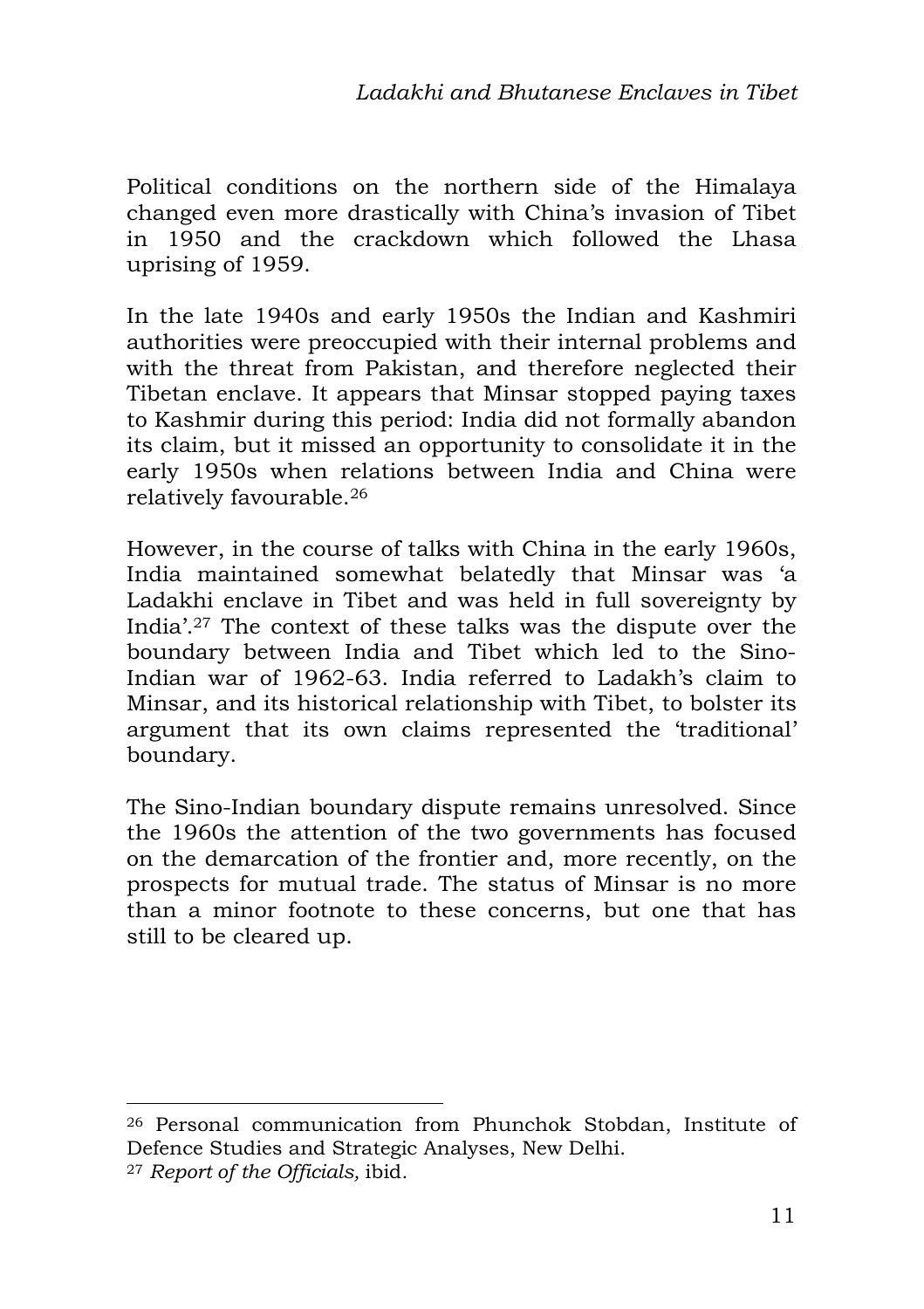Political conditions on the northern side of the Himalaya changed even more drastically with China's invasion of Tibet in 1950 and the crackdown which followed the Lhasa uprising of 1959.

In the late 1940s and early 1950s the Indian and Kashmiri authorities were preoccupied with their internal problems and with the threat from Pakistan, and therefore neglected their Tibetan enclave. It appears that Minsar stopped paying taxes to Kashmir during this period: India did not formally abandon its claim, but it missed an opportunity to consolidate it in the early 1950s when relations between India and China were relatively favourable.[26]

However, in the course of talks with China in the early 1960s, India maintained somewhat belatedly that Minsar was 'a Ladakhi enclave in Tibet and was held in full sovereignty by India'.[27] The context of these talks was the dispute over the boundary between India and Tibet which led to the Sino-Indian war of 1962-63. India referred to Ladakh's claim to Minsar, and its historical relationship with Tibet, to bolster its argument that its own claims represented the 'traditional' boundary.

The Sino-Indian boundary dispute remains unresolved. Since the 1960s the attention of the two governments has focused on the demarcation of the frontier and, more recently, on the prospects for mutual trade. The status of Minsar is no more than a minor footnote to these concerns, but one that has still to be cleared up.

---

[26] Personal communication from Phunchok Stobdan, Institute of Defence Studies and Strategic Analyses, New Delhi.

[27] *Report of the Officials,* ibid.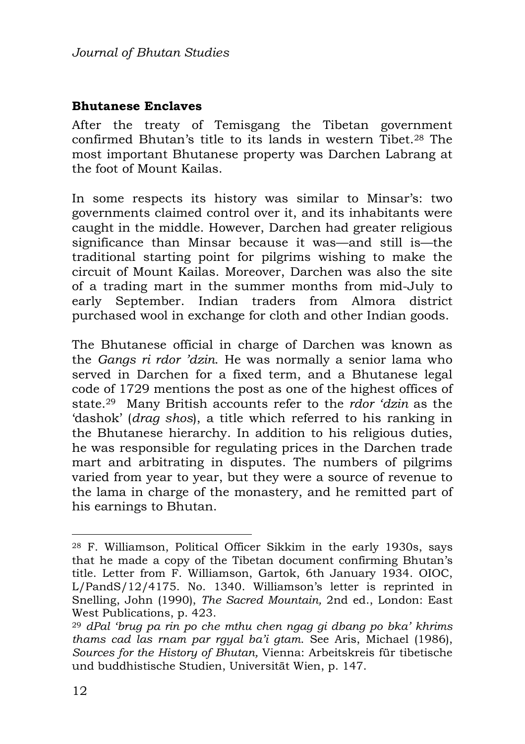## Bhutanese Enclaves

After the treaty of Temisgang the Tibetan government confirmed Bhutan's title to its lands in western Tibet.[28] The most important Bhutanese property was Darchen Labrang at the foot of Mount Kailas.

In some respects its history was similar to Minsar's: two governments claimed control over it, and its inhabitants were caught in the middle. However, Darchen had greater religious significance than Minsar because it was—and still is—the traditional starting point for pilgrims wishing to make the circuit of Mount Kailas. Moreover, Darchen was also the site of a trading mart in the summer months from mid-July to early September. Indian traders from Almora district purchased wool in exchange for cloth and other Indian goods.

The Bhutanese official in charge of Darchen was known as the *Gangs ri rdor 'dzin*. He was normally a senior lama who served in Darchen for a fixed term, and a Bhutanese legal code of 1729 mentions the post as one of the highest offices of state.[29] Many British accounts refer to the *rdor 'dzin* as the 'dashok' (*drag shos*), a title which referred to his ranking in the Bhutanese hierarchy. In addition to his religious duties, he was responsible for regulating prices in the Darchen trade mart and arbitrating in disputes. The numbers of pilgrims varied from year to year, but they were a source of revenue to the lama in charge of the monastery, and he remitted part of his earnings to Bhutan.

---

[28] F. Williamson, Political Officer Sikkim in the early 1930s, says that he made a copy of the Tibetan document confirming Bhutan's title. Letter from F. Williamson, Gartok, 6th January 1934. OIOC, L/PandS/12/4175. No. 1340. Williamson's letter is reprinted in Snelling, John (1990), *The Sacred Mountain,* 2nd ed., London: East West Publications, p. 423.

[29] *dPal 'brug pa rin po che mthu chen ngag gi dbang po bka' khrims thams cad las rnam par rgyal ba'i gtam.* See Aris, Michael (1986), *Sources for the History of Bhutan,* Vienna: Arbeitskreis für tibetische und buddhistische Studien, Universität Wien, p. 147.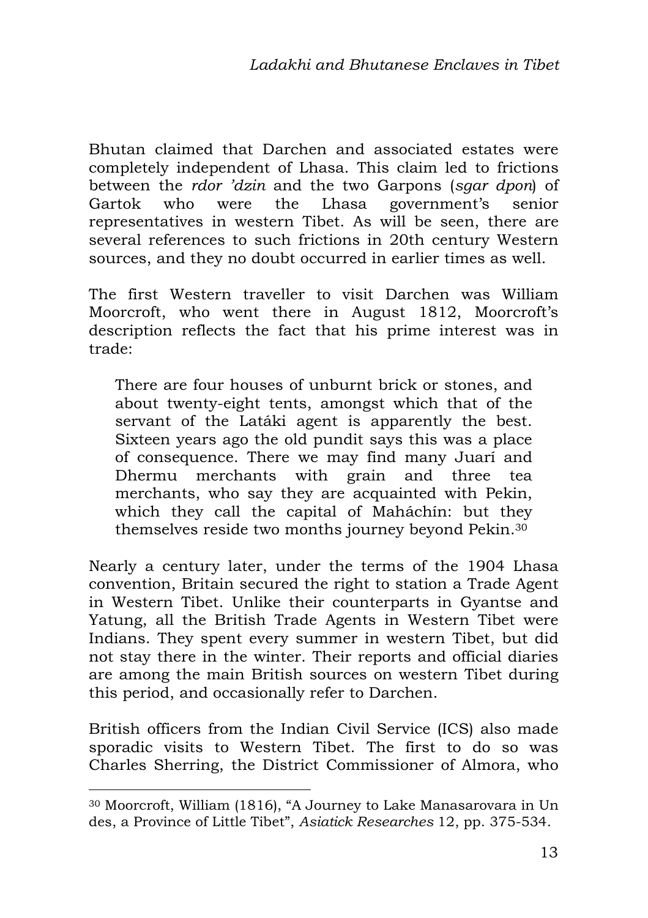Bhutan claimed that Darchen and associated estates were completely independent of Lhasa. This claim led to frictions between the *rdor 'dzin* and the two Garpons (*sgar dpon*) of Gartok who were the Lhasa government's senior representatives in western Tibet. As will be seen, there are several references to such frictions in 20th century Western sources, and they no doubt occurred in earlier times as well.

The first Western traveller to visit Darchen was William Moorcroft, who went there in August 1812, Moorcroft's description reflects the fact that his prime interest was in trade:

> There are four houses of unburnt brick or stones, and about twenty-eight tents, amongst which that of the servant of the Latáki agent is apparently the best. Sixteen years ago the old pundit says this was a place of consequence. There we may find many Juarí and Dhermu merchants with grain and three tea merchants, who say they are acquainted with Pekin, which they call the capital of Maháchín: but they themselves reside two months journey beyond Pekin.[30]

Nearly a century later, under the terms of the 1904 Lhasa convention, Britain secured the right to station a Trade Agent in Western Tibet. Unlike their counterparts in Gyantse and Yatung, all the British Trade Agents in Western Tibet were Indians. They spent every summer in western Tibet, but did not stay there in the winter. Their reports and official diaries are among the main British sources on western Tibet during this period, and occasionally refer to Darchen.

British officers from the Indian Civil Service (ICS) also made sporadic visits to Western Tibet. The first to do so was Charles Sherring, the District Commissioner of Almora, who

---

[30] Moorcroft, William (1816), "A Journey to Lake Manasarovara in Un des, a Province of Little Tibet", *Asiatick Researches* 12, pp. 375-534.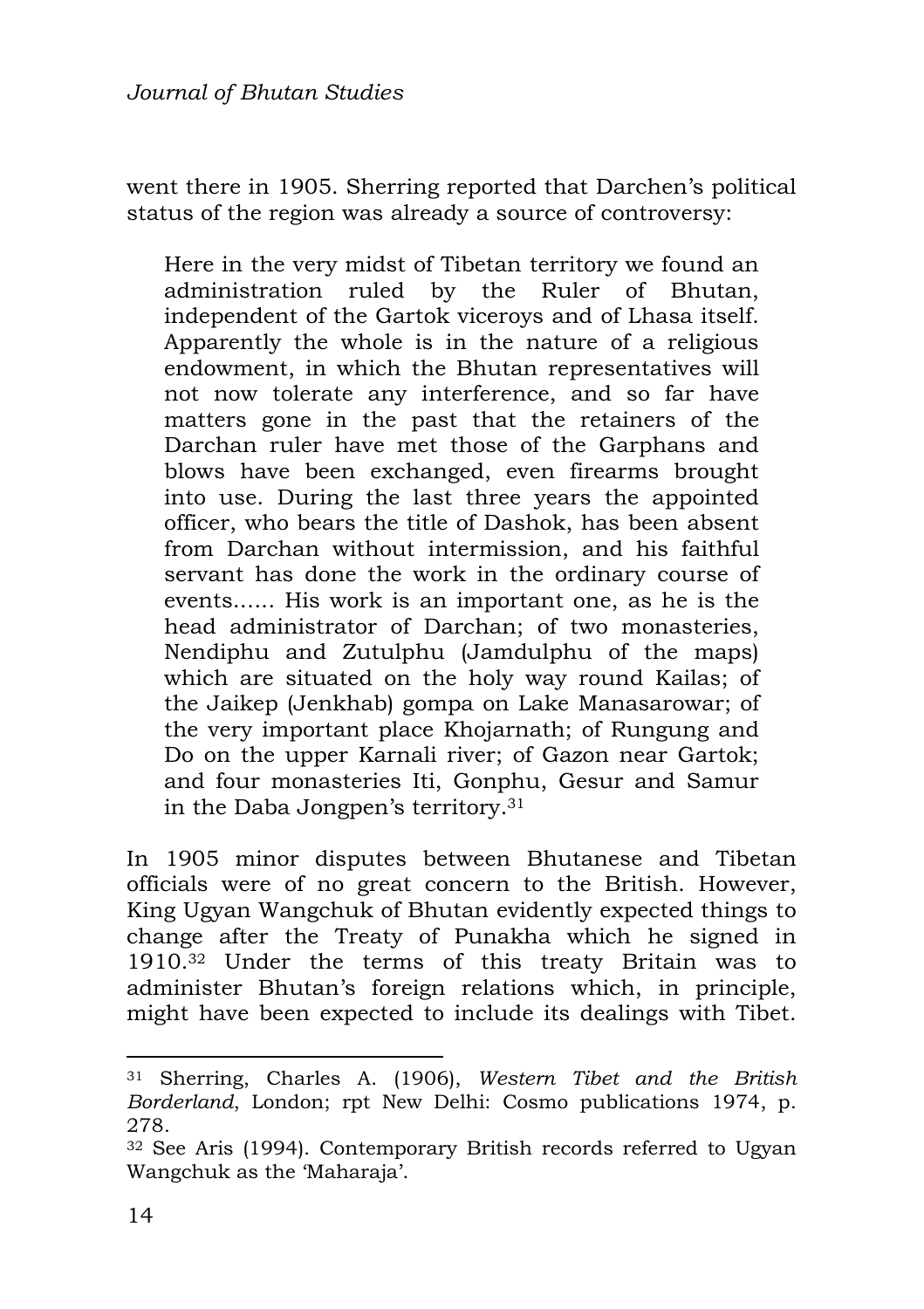went there in 1905. Sherring reported that Darchen's political status of the region was already a source of controversy:

> Here in the very midst of Tibetan territory we found an administration ruled by the Ruler of Bhutan, independent of the Gartok viceroys and of Lhasa itself. Apparently the whole is in the nature of a religious endowment, in which the Bhutan representatives will not now tolerate any interference, and so far have matters gone in the past that the retainers of the Darchan ruler have met those of the Garphans and blows have been exchanged, even firearms brought into use. During the last three years the appointed officer, who bears the title of Dashok, has been absent from Darchan without intermission, and his faithful servant has done the work in the ordinary course of events…… His work is an important one, as he is the head administrator of Darchan; of two monasteries, Nendiphu and Zutulphu (Jamdulphu of the maps) which are situated on the holy way round Kailas; of the Jaikep (Jenkhab) gompa on Lake Manasarowar; of the very important place Khojarnath; of Rungung and Do on the upper Karnali river; of Gazon near Gartok; and four monasteries Iti, Gonphu, Gesur and Samur in the Daba Jongpen's territory.[31]

In 1905 minor disputes between Bhutanese and Tibetan officials were of no great concern to the British. However, King Ugyan Wangchuk of Bhutan evidently expected things to change after the Treaty of Punakha which he signed in 1910.[32] Under the terms of this treaty Britain was to administer Bhutan's foreign relations which, in principle, might have been expected to include its dealings with Tibet.

---

[31] Sherring, Charles A. (1906), *Western Tibet and the British Borderland*, London; rpt New Delhi: Cosmo publications 1974, p. 278.

[32] See Aris (1994). Contemporary British records referred to Ugyan Wangchuk as the 'Maharaja'.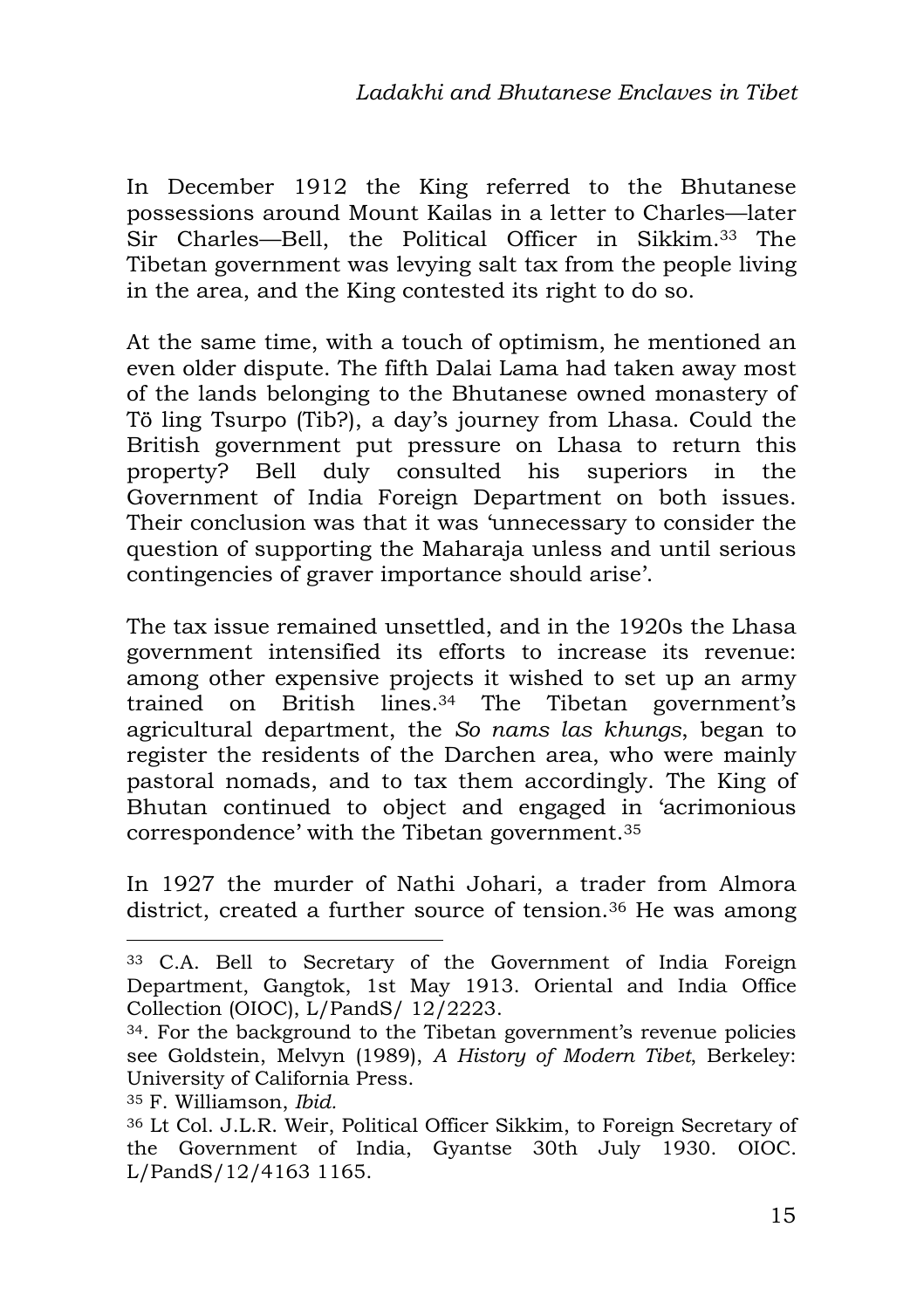In December 1912 the King referred to the Bhutanese possessions around Mount Kailas in a letter to Charles—later Sir Charles—Bell, the Political Officer in Sikkim.[33] The Tibetan government was levying salt tax from the people living in the area, and the King contested its right to do so.

At the same time, with a touch of optimism, he mentioned an even older dispute. The fifth Dalai Lama had taken away most of the lands belonging to the Bhutanese owned monastery of Tö ling Tsurpo (Tib?), a day's journey from Lhasa. Could the British government put pressure on Lhasa to return this property? Bell duly consulted his superiors in the Government of India Foreign Department on both issues. Their conclusion was that it was 'unnecessary to consider the question of supporting the Maharaja unless and until serious contingencies of graver importance should arise'.

The tax issue remained unsettled, and in the 1920s the Lhasa government intensified its efforts to increase its revenue: among other expensive projects it wished to set up an army trained on British lines.[34] The Tibetan government's agricultural department, the *So nams las khungs*, began to register the residents of the Darchen area, who were mainly pastoral nomads, and to tax them accordingly. The King of Bhutan continued to object and engaged in 'acrimonious correspondence' with the Tibetan government.[35]

In 1927 the murder of Nathi Johari, a trader from Almora district, created a further source of tension.[36] He was among

---

[33] C.A. Bell to Secretary of the Government of India Foreign Department, Gangtok, 1st May 1913. Oriental and India Office Collection (OIOC), L/PandS/ 12/2223.

[34]. For the background to the Tibetan government's revenue policies see Goldstein, Melvyn (1989), *A History of Modern Tibet*, Berkeley: University of California Press.

[35] F. Williamson, *Ibid.*

[36] Lt Col. J.L.R. Weir, Political Officer Sikkim, to Foreign Secretary of the Government of India, Gyantse 30th July 1930. OIOC. L/PandS/12/4163 1165.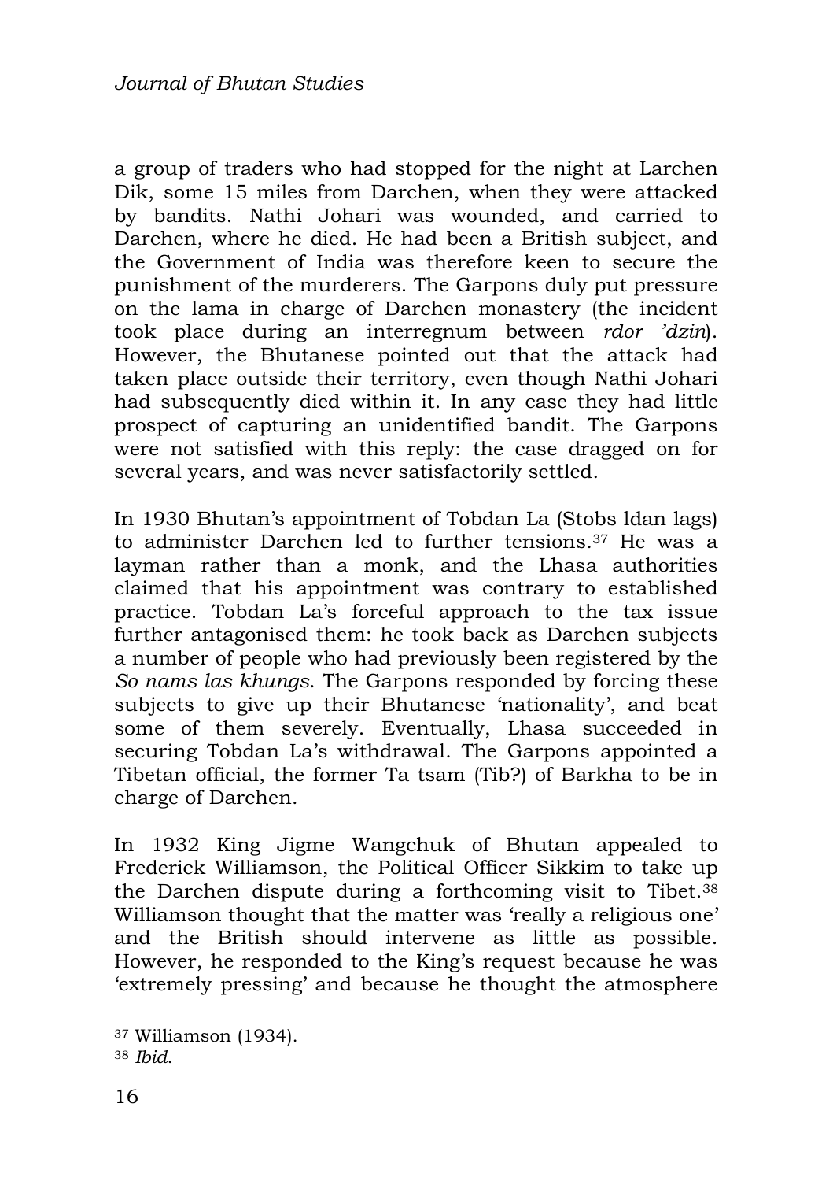a group of traders who had stopped for the night at Larchen Dik, some 15 miles from Darchen, when they were attacked by bandits. Nathi Johari was wounded, and carried to Darchen, where he died. He had been a British subject, and the Government of India was therefore keen to secure the punishment of the murderers. The Garpons duly put pressure on the lama in charge of Darchen monastery (the incident took place during an interregnum between *rdor 'dzin*). However, the Bhutanese pointed out that the attack had taken place outside their territory, even though Nathi Johari had subsequently died within it. In any case they had little prospect of capturing an unidentified bandit. The Garpons were not satisfied with this reply: the case dragged on for several years, and was never satisfactorily settled.

In 1930 Bhutan's appointment of Tobdan La (Stobs ldan lags) to administer Darchen led to further tensions.[37] He was a layman rather than a monk, and the Lhasa authorities claimed that his appointment was contrary to established practice. Tobdan La's forceful approach to the tax issue further antagonised them: he took back as Darchen subjects a number of people who had previously been registered by the *So nams las khungs*. The Garpons responded by forcing these subjects to give up their Bhutanese 'nationality', and beat some of them severely. Eventually, Lhasa succeeded in securing Tobdan La's withdrawal. The Garpons appointed a Tibetan official, the former Ta tsam (Tib?) of Barkha to be in charge of Darchen.

In 1932 King Jigme Wangchuk of Bhutan appealed to Frederick Williamson, the Political Officer Sikkim to take up the Darchen dispute during a forthcoming visit to Tibet.[38] Williamson thought that the matter was 'really a religious one' and the British should intervene as little as possible. However, he responded to the King's request because he was 'extremely pressing' and because he thought the atmosphere

---

[37] Williamson (1934).

[38] *Ibid.*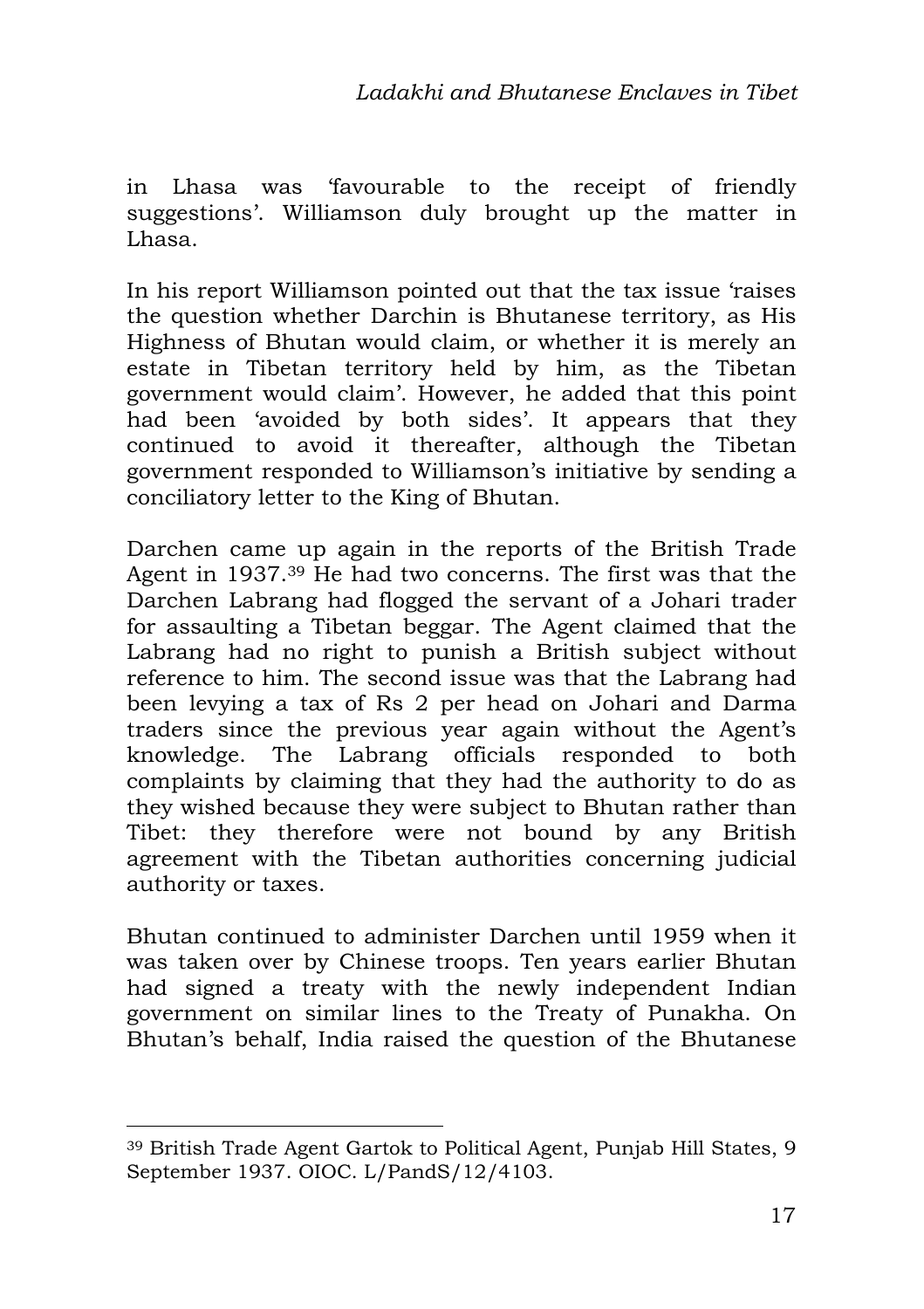in Lhasa was 'favourable to the receipt of friendly suggestions'. Williamson duly brought up the matter in Lhasa.

In his report Williamson pointed out that the tax issue 'raises the question whether Darchin is Bhutanese territory, as His Highness of Bhutan would claim, or whether it is merely an estate in Tibetan territory held by him, as the Tibetan government would claim'. However, he added that this point had been 'avoided by both sides'. It appears that they continued to avoid it thereafter, although the Tibetan government responded to Williamson's initiative by sending a conciliatory letter to the King of Bhutan.

Darchen came up again in the reports of the British Trade Agent in 1937.[39] He had two concerns. The first was that the Darchen Labrang had flogged the servant of a Johari trader for assaulting a Tibetan beggar. The Agent claimed that the Labrang had no right to punish a British subject without reference to him. The second issue was that the Labrang had been levying a tax of Rs 2 per head on Johari and Darma traders since the previous year again without the Agent's knowledge. The Labrang officials responded to both complaints by claiming that they had the authority to do as they wished because they were subject to Bhutan rather than Tibet: they therefore were not bound by any British agreement with the Tibetan authorities concerning judicial authority or taxes.

Bhutan continued to administer Darchen until 1959 when it was taken over by Chinese troops. Ten years earlier Bhutan had signed a treaty with the newly independent Indian government on similar lines to the Treaty of Punakha. On Bhutan's behalf, India raised the question of the Bhutanese

---

[39] British Trade Agent Gartok to Political Agent, Punjab Hill States, 9 September 1937. OIOC. L/PandS/12/4103.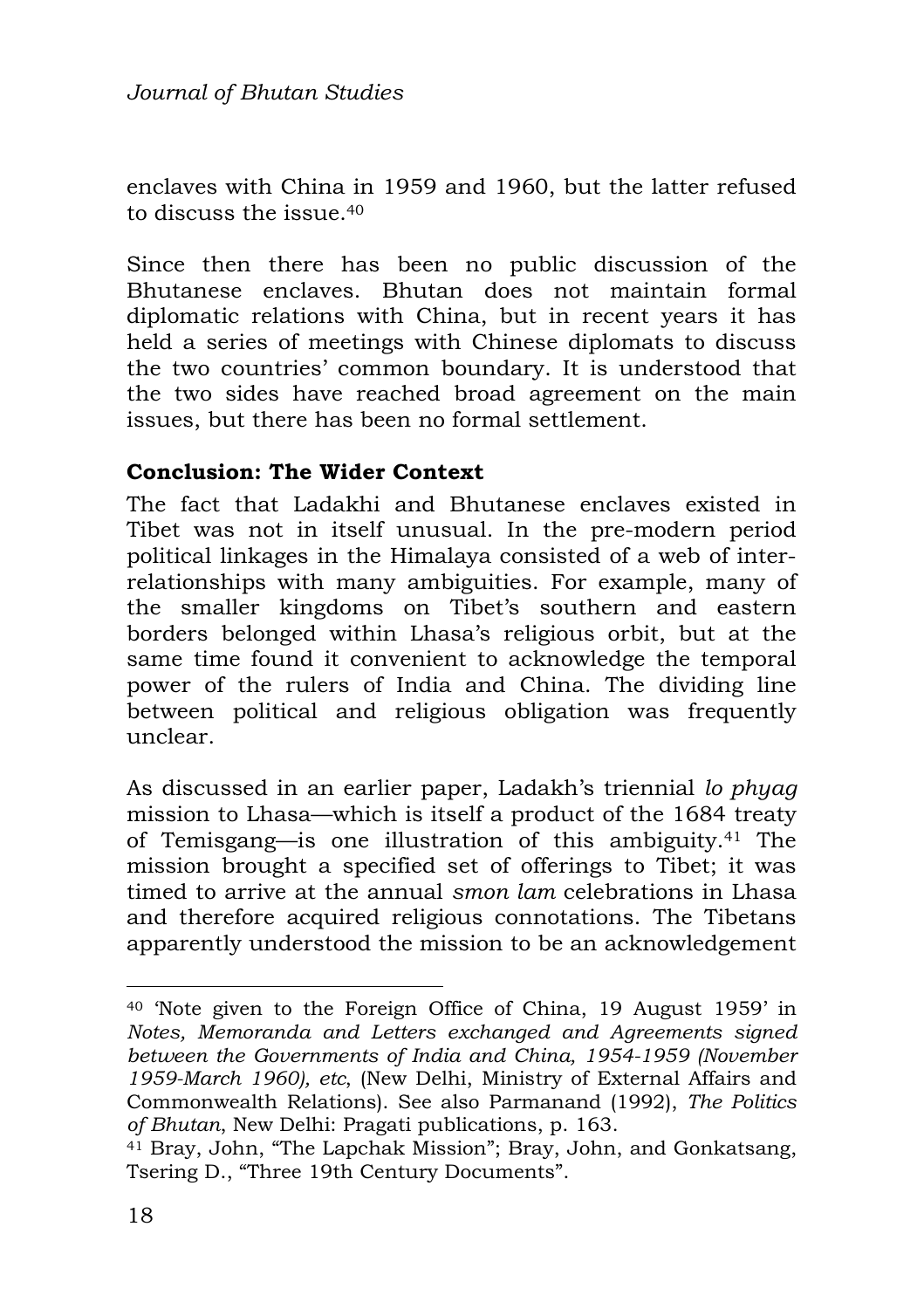enclaves with China in 1959 and 1960, but the latter refused to discuss the issue.[40]

Since then there has been no public discussion of the Bhutanese enclaves. Bhutan does not maintain formal diplomatic relations with China, but in recent years it has held a series of meetings with Chinese diplomats to discuss the two countries' common boundary. It is understood that the two sides have reached broad agreement on the main issues, but there has been no formal settlement.

## Conclusion: The Wider Context

The fact that Ladakhi and Bhutanese enclaves existed in Tibet was not in itself unusual. In the pre-modern period political linkages in the Himalaya consisted of a web of inter-relationships with many ambiguities. For example, many of the smaller kingdoms on Tibet's southern and eastern borders belonged within Lhasa's religious orbit, but at the same time found it convenient to acknowledge the temporal power of the rulers of India and China. The dividing line between political and religious obligation was frequently unclear.

As discussed in an earlier paper, Ladakh's triennial *lo phyag* mission to Lhasa—which is itself a product of the 1684 treaty of Temisgang—is one illustration of this ambiguity.[41] The mission brought a specified set of offerings to Tibet; it was timed to arrive at the annual *smon lam* celebrations in Lhasa and therefore acquired religious connotations. The Tibetans apparently understood the mission to be an acknowledgement

---

[40] 'Note given to the Foreign Office of China, 19 August 1959' in *Notes, Memoranda and Letters exchanged and Agreements signed between the Governments of India and China, 1954-1959 (November 1959-March 1960), etc*, (New Delhi, Ministry of External Affairs and Commonwealth Relations). See also Parmanand (1992), *The Politics of Bhutan*, New Delhi: Pragati publications, p. 163.

[41] Bray, John, "The Lapchak Mission"; Bray, John, and Gonkatsang, Tsering D., "Three 19th Century Documents".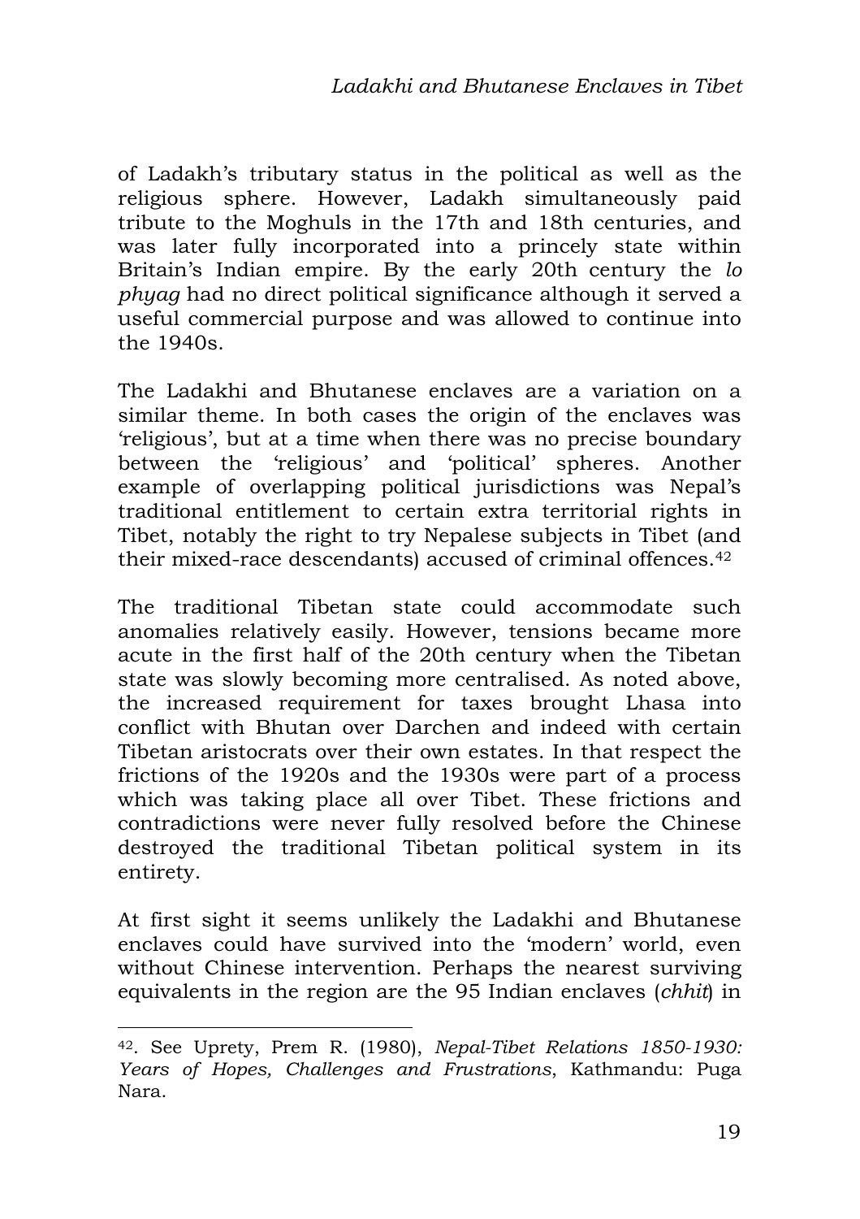of Ladakh's tributary status in the political as well as the religious sphere. However, Ladakh simultaneously paid tribute to the Moghuls in the 17th and 18th centuries, and was later fully incorporated into a princely state within Britain's Indian empire. By the early 20th century the *lo phyag* had no direct political significance although it served a useful commercial purpose and was allowed to continue into the 1940s.

The Ladakhi and Bhutanese enclaves are a variation on a similar theme. In both cases the origin of the enclaves was 'religious', but at a time when there was no precise boundary between the 'religious' and 'political' spheres. Another example of overlapping political jurisdictions was Nepal's traditional entitlement to certain extra territorial rights in Tibet, notably the right to try Nepalese subjects in Tibet (and their mixed-race descendants) accused of criminal offences.[42]

The traditional Tibetan state could accommodate such anomalies relatively easily. However, tensions became more acute in the first half of the 20th century when the Tibetan state was slowly becoming more centralised. As noted above, the increased requirement for taxes brought Lhasa into conflict with Bhutan over Darchen and indeed with certain Tibetan aristocrats over their own estates. In that respect the frictions of the 1920s and the 1930s were part of a process which was taking place all over Tibet. These frictions and contradictions were never fully resolved before the Chinese destroyed the traditional Tibetan political system in its entirety.

At first sight it seems unlikely the Ladakhi and Bhutanese enclaves could have survived into the 'modern' world, even without Chinese intervention. Perhaps the nearest surviving equivalents in the region are the 95 Indian enclaves (*chhit*) in

---

[42]. See Uprety, Prem R. (1980), *Nepal-Tibet Relations 1850-1930: Years of Hopes, Challenges and Frustrations*, Kathmandu: Puga Nara.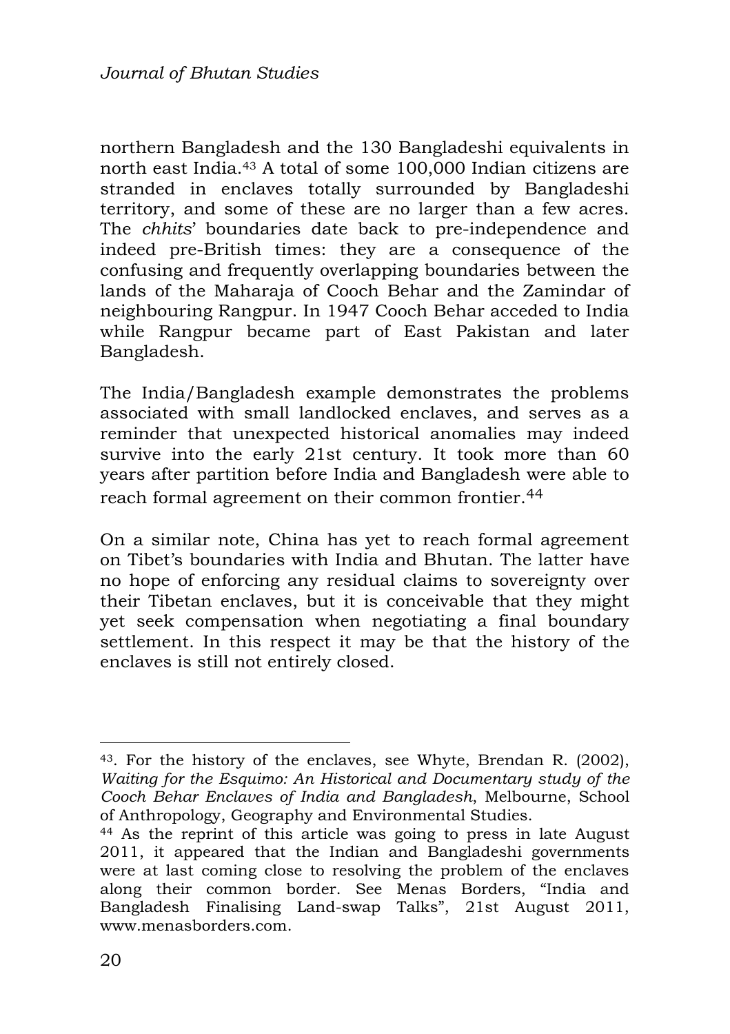northern Bangladesh and the 130 Bangladeshi equivalents in north east India.[43] A total of some 100,000 Indian citizens are stranded in enclaves totally surrounded by Bangladeshi territory, and some of these are no larger than a few acres. The *chhits*' boundaries date back to pre-independence and indeed pre-British times: they are a consequence of the confusing and frequently overlapping boundaries between the lands of the Maharaja of Cooch Behar and the Zamindar of neighbouring Rangpur. In 1947 Cooch Behar acceded to India while Rangpur became part of East Pakistan and later Bangladesh.

The India/Bangladesh example demonstrates the problems associated with small landlocked enclaves, and serves as a reminder that unexpected historical anomalies may indeed survive into the early 21st century. It took more than 60 years after partition before India and Bangladesh were able to reach formal agreement on their common frontier.[44]

On a similar note, China has yet to reach formal agreement on Tibet's boundaries with India and Bhutan. The latter have no hope of enforcing any residual claims to sovereignty over their Tibetan enclaves, but it is conceivable that they might yet seek compensation when negotiating a final boundary settlement. In this respect it may be that the history of the enclaves is still not entirely closed.

---

[43]. For the history of the enclaves, see Whyte, Brendan R. (2002), *Waiting for the Esquimo: An Historical and Documentary study of the Cooch Behar Enclaves of India and Bangladesh*, Melbourne, School of Anthropology, Geography and Environmental Studies.

[44] As the reprint of this article was going to press in late August 2011, it appeared that the Indian and Bangladeshi governments were at last coming close to resolving the problem of the enclaves along their common border. See Menas Borders, "India and Bangladesh Finalising Land-swap Talks", 21st August 2011, www.menasborders.com.